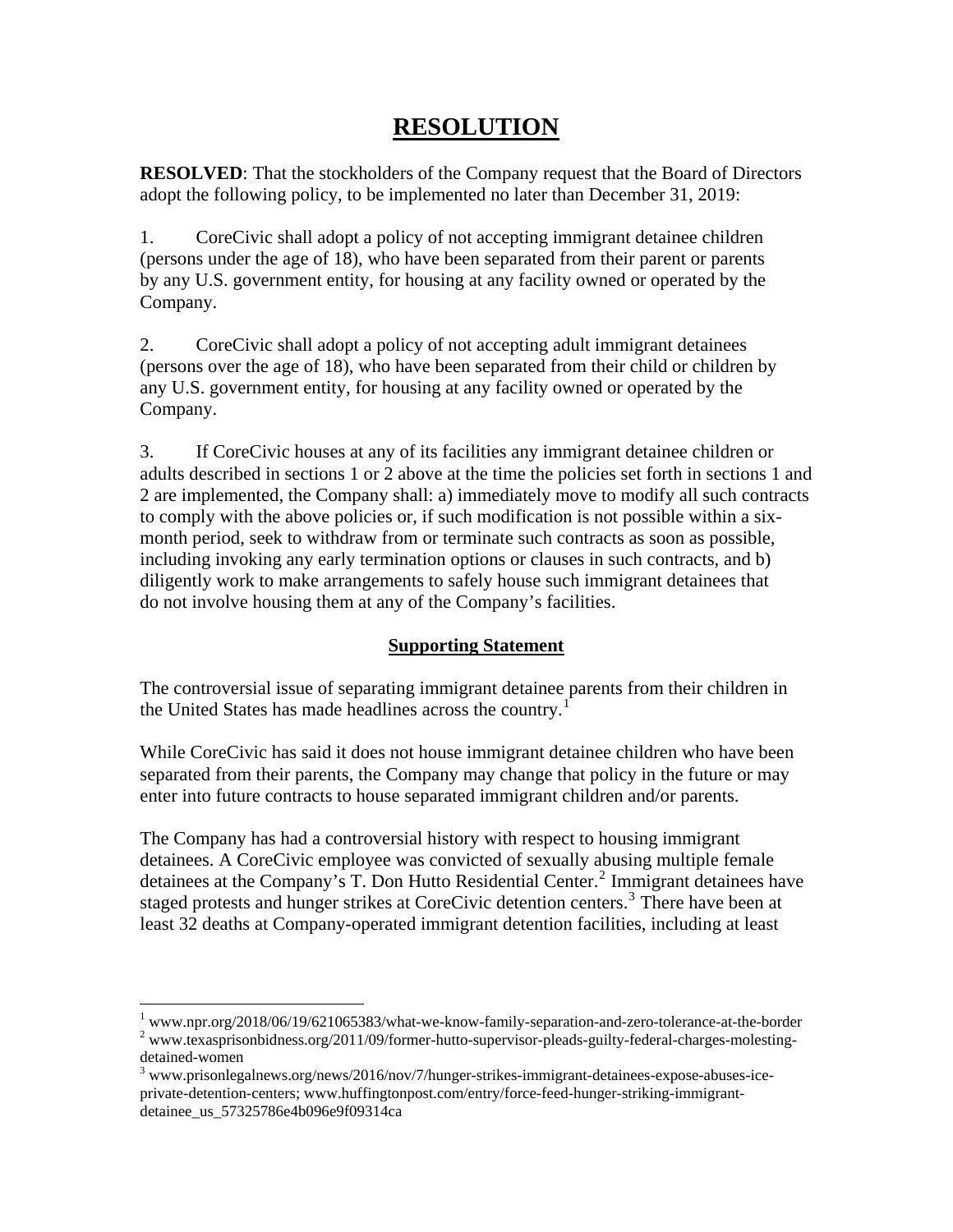# RESOLUTION

**RESOLVED**: That the stockholders of the Company request that the Board of Directors adopt the following policy, to be implemented no later than December 31, 2019:

1. CoreCivic shall adopt a policy of not accepting immigrant detainee children (persons under the age of 18), who have been separated from their parent or parents by any U.S. government entity, for housing at any facility owned or operated by the Company.

2. CoreCivic shall adopt a policy of not accepting adult immigrant detainees (persons over the age of 18), who have been separated from their child or children by any U.S. government entity, for housing at any facility owned or operated by the Company.

3. If CoreCivic houses at any of its facilities any immigrant detainee children or adults described in sections 1 or 2 above at the time the policies set forth in sections 1 and 2 are implemented, the Company shall: a) immediately move to modify all such contracts to comply with the above policies or, if such modification is not possible within a six-month period, seek to withdraw from or terminate such contracts as soon as possible, including invoking any early termination options or clauses in such contracts, and b) diligently work to make arrangements to safely house such immigrant detainees that do not involve housing them at any of the Company's facilities.

## Supporting Statement

The controversial issue of separating immigrant detainee parents from their children in the United States has made headlines across the country.[1]

While CoreCivic has said it does not house immigrant detainee children who have been separated from their parents, the Company may change that policy in the future or may enter into future contracts to house separated immigrant children and/or parents.

The Company has had a controversial history with respect to housing immigrant detainees. A CoreCivic employee was convicted of sexually abusing multiple female detainees at the Company's T. Don Hutto Residential Center.[2] Immigrant detainees have staged protests and hunger strikes at CoreCivic detention centers.[3] There have been at least 32 deaths at Company-operated immigrant detention facilities, including at least

---

[1] www.npr.org/2018/06/19/621065383/what-we-know-family-separation-and-zero-tolerance-at-the-border

[2] www.texasprisonbidness.org/2011/09/former-hutto-supervisor-pleads-guilty-federal-charges-molesting-detained-women

[3] www.prisonlegalnews.org/news/2016/nov/7/hunger-strikes-immigrant-detainees-expose-abuses-ice-private-detention-centers; www.huffingtonpost.com/entry/force-feed-hunger-striking-immigrant-detainee_us_57325786e4b096e9f09314ca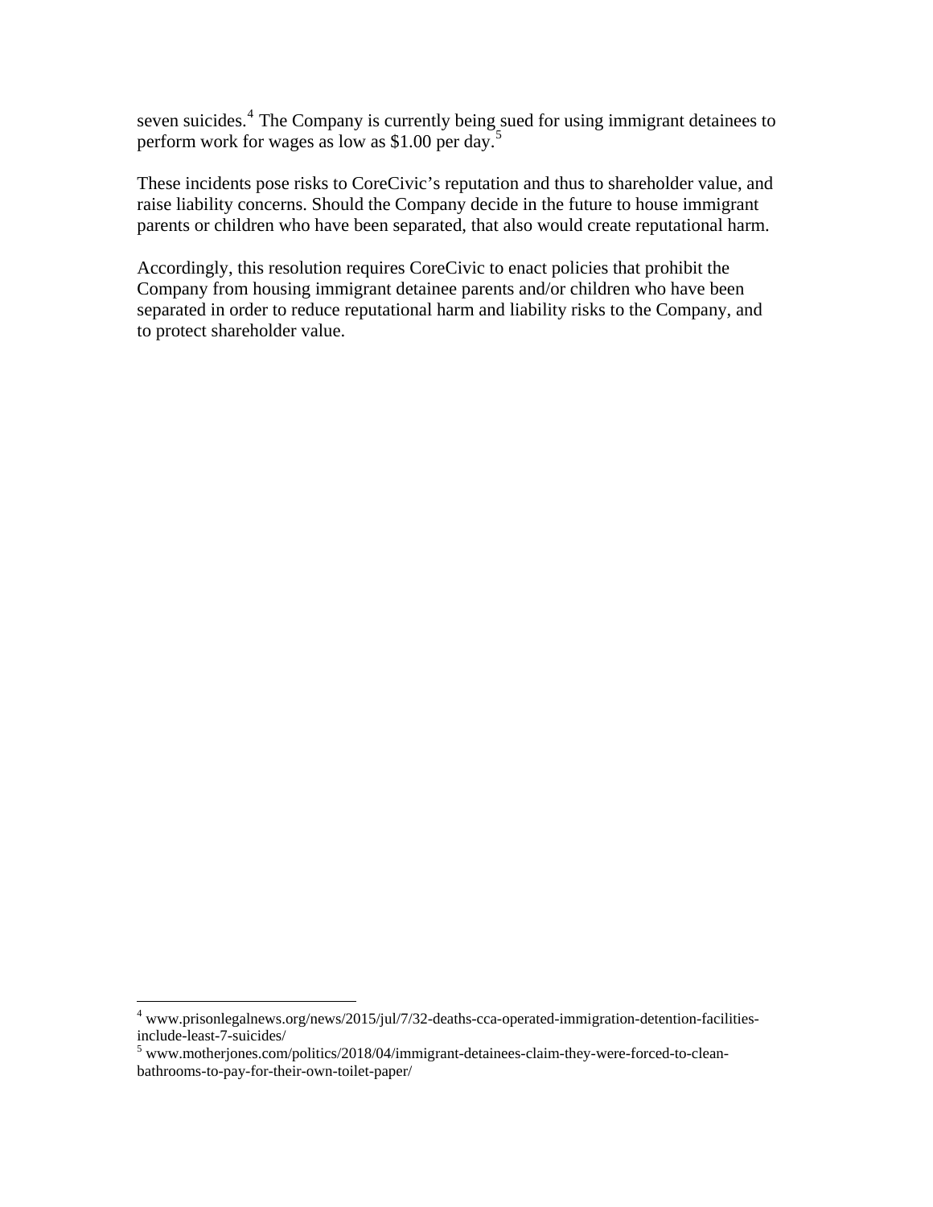seven suicides.[4] The Company is currently being sued for using immigrant detainees to perform work for wages as low as $1.00 per day.[5]

These incidents pose risks to CoreCivic's reputation and thus to shareholder value, and raise liability concerns. Should the Company decide in the future to house immigrant parents or children who have been separated, that also would create reputational harm.

Accordingly, this resolution requires CoreCivic to enact policies that prohibit the Company from housing immigrant detainee parents and/or children who have been separated in order to reduce reputational harm and liability risks to the Company, and to protect shareholder value.

---

[4] www.prisonlegalnews.org/news/2015/jul/7/32-deaths-cca-operated-immigration-detention-facilities-include-least-7-suicides/

[5] www.motherjones.com/politics/2018/04/immigrant-detainees-claim-they-were-forced-to-clean-bathrooms-to-pay-for-their-own-toilet-paper/